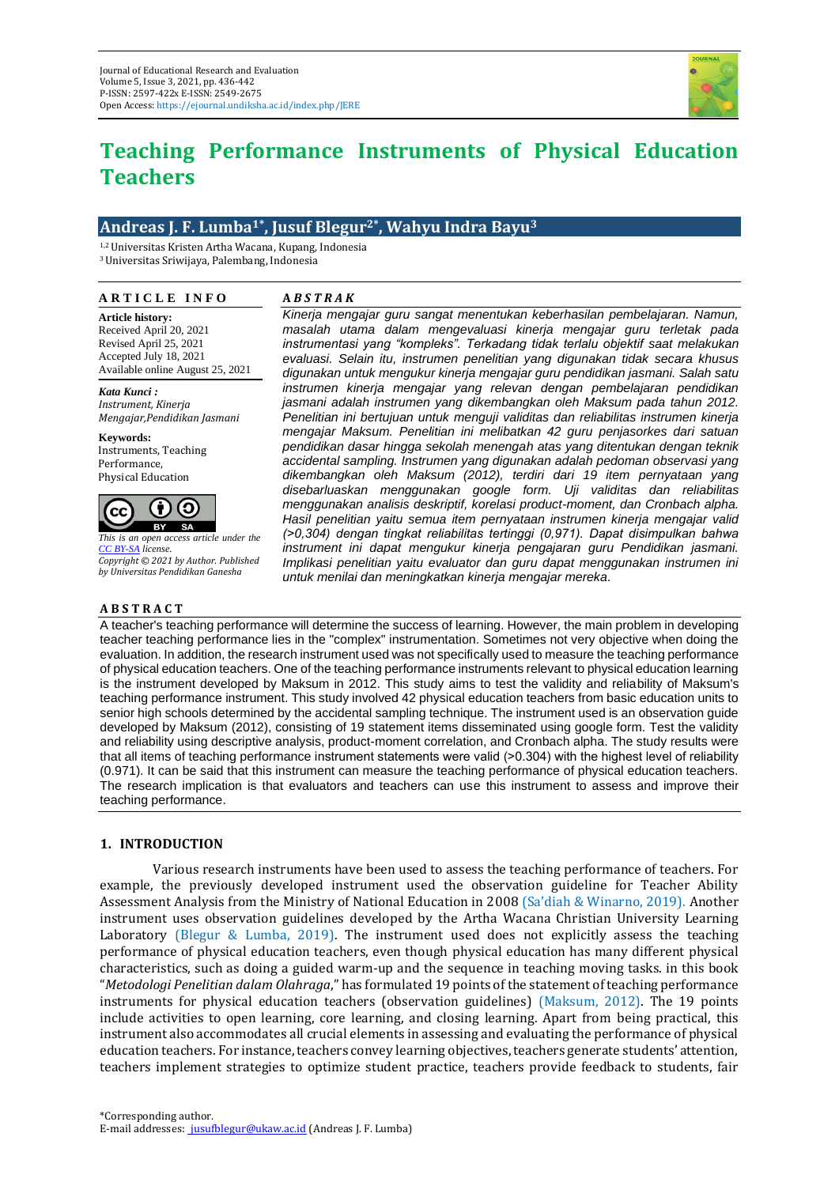# Teaching Performance Instruments of Physical Education Teachers

## Andreas J. F. Lumba[1*], Jusuf Blegur[2*], Wahyu Indra Bayu[3]

[1,2] Universitas Kristen Artha Wacana, Kupang, Indonesia
[3] Universitas Sriwijaya, Palembang, Indonesia

**ARTICLE INFO**

**Article history:**
Received April 20, 2021
Revised April 25, 2021
Accepted July 18, 2021
Available online August 25, 2021

***Kata Kunci :***
*Instrument, Kinerja Mengajar,Pendidikan Jasmani*

**Keywords:**
Instruments, Teaching Performance, Physical Education

*This is an open access article under the CC BY-SA license.*
*Copyright © 2021 by Author. Published by Universitas Pendidikan Ganesha*

***ABSTRAK***

*Kinerja mengajar guru sangat menentukan keberhasilan pembelajaran. Namun, masalah utama dalam mengevaluasi kinerja mengajar guru terletak pada instrumentasi yang "kompleks". Terkadang tidak terlalu objektif saat melakukan evaluasi. Selain itu, instrumen penelitian yang digunakan tidak secara khusus digunakan untuk mengukur kinerja mengajar guru pendidikan jasmani. Salah satu instrumen kinerja mengajar yang relevan dengan pembelajaran pendidikan jasmani adalah instrumen yang dikembangkan oleh Maksum pada tahun 2012. Penelitian ini bertujuan untuk menguji validitas dan reliabilitas instrumen kinerja mengajar Maksum. Penelitian ini melibatkan 42 guru penjasorkes dari satuan pendidikan dasar hingga sekolah menengah atas yang ditentukan dengan teknik accidental sampling. Instrumen yang digunakan adalah pedoman observasi yang dikembangkan oleh Maksum (2012), terdiri dari 19 item pernyataan yang disebarluaskan menggunakan google form. Uji validitas dan reliabilitas menggunakan analisis deskriptif, korelasi product-moment, dan Cronbach alpha. Hasil penelitian yaitu semua item pernyataan instrumen kinerja mengajar valid (>0,304) dengan tingkat reliabilitas tertinggi (0,971). Dapat disimpulkan bahwa instrument ini dapat mengukur kinerja pengajaran guru Pendidikan jasmani. Implikasi penelitian yaitu evaluator dan guru dapat menggunakan instrumen ini untuk menilai dan meningkatkan kinerja mengajar mereka.*

**ABSTRACT**

A teacher's teaching performance will determine the success of learning. However, the main problem in developing teacher teaching performance lies in the "complex" instrumentation. Sometimes not very objective when doing the evaluation. In addition, the research instrument used was not specifically used to measure the teaching performance of physical education teachers. One of the teaching performance instruments relevant to physical education learning is the instrument developed by Maksum in 2012. This study aims to test the validity and reliability of Maksum's teaching performance instrument. This study involved 42 physical education teachers from basic education units to senior high schools determined by the accidental sampling technique. The instrument used is an observation guide developed by Maksum (2012), consisting of 19 statement items disseminated using google form. Test the validity and reliability using descriptive analysis, product-moment correlation, and Cronbach alpha. The study results were that all items of teaching performance instrument statements were valid (>0.304) with the highest level of reliability (0.971). It can be said that this instrument can measure the teaching performance of physical education teachers. The research implication is that evaluators and teachers can use this instrument to assess and improve their teaching performance.

## 1. INTRODUCTION

Various research instruments have been used to assess the teaching performance of teachers. For example, the previously developed instrument used the observation guideline for Teacher Ability Assessment Analysis from the Ministry of National Education in 2008 (Sa'diah & Winarno, 2019). Another instrument uses observation guidelines developed by the Artha Wacana Christian University Learning Laboratory (Blegur & Lumba, 2019). The instrument used does not explicitly assess the teaching performance of physical education teachers, even though physical education has many different physical characteristics, such as doing a guided warm-up and the sequence in teaching moving tasks. in this book "*Metodologi Penelitian dalam Olahraga*," has formulated 19 points of the statement of teaching performance instruments for physical education teachers (observation guidelines) (Maksum, 2012). The 19 points include activities to open learning, core learning, and closing learning. Apart from being practical, this instrument also accommodates all crucial elements in assessing and evaluating the performance of physical education teachers. For instance, teachers convey learning objectives, teachers generate students' attention, teachers implement strategies to optimize student practice, teachers provide feedback to students, fair

*Corresponding author.
E-mail addresses: jusufblegur@ukaw.ac.id (Andreas J. F. Lumba)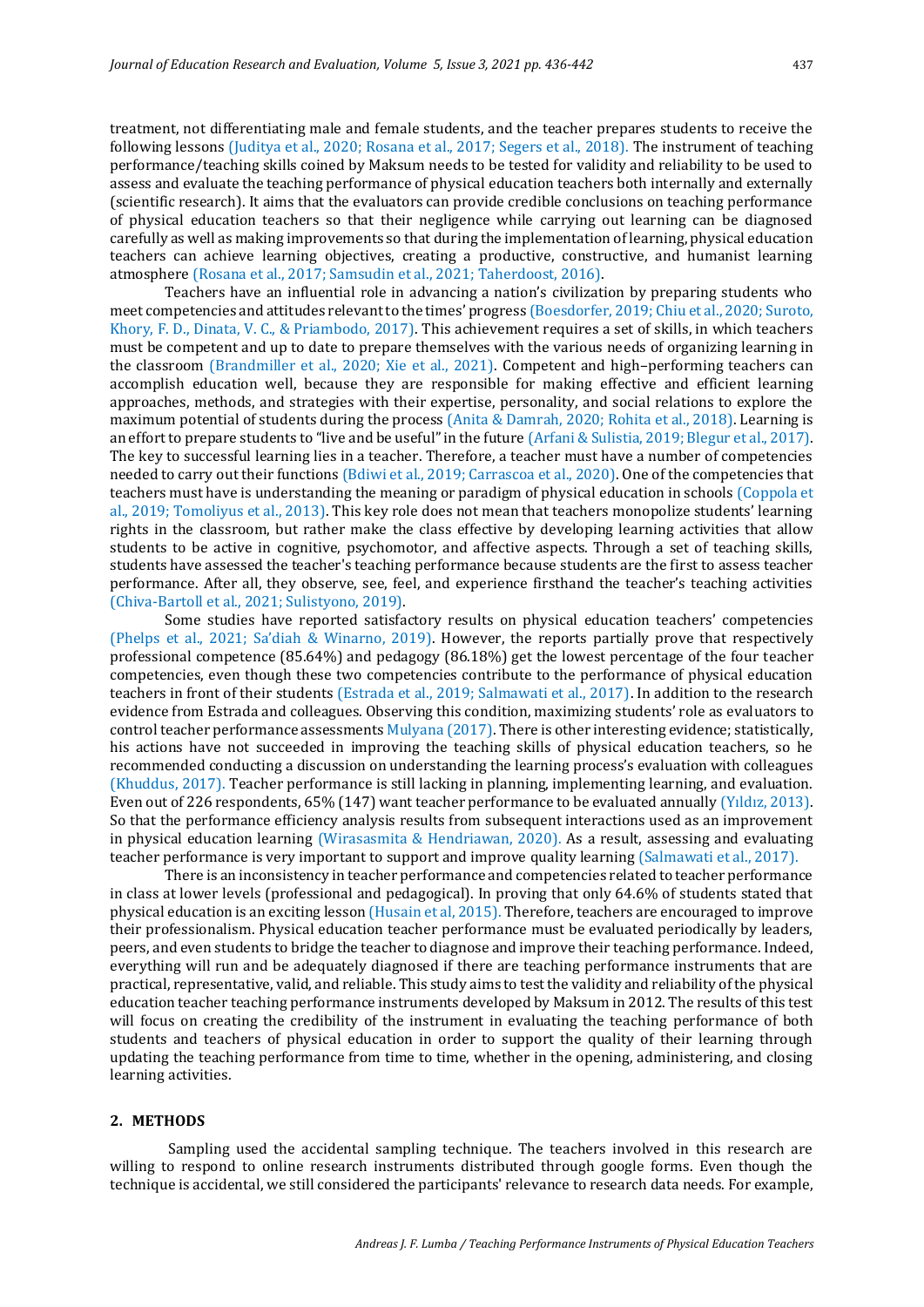treatment, not differentiating male and female students, and the teacher prepares students to receive the following lessons (Juditya et al., 2020; Rosana et al., 2017; Segers et al., 2018). The instrument of teaching performance/teaching skills coined by Maksum needs to be tested for validity and reliability to be used to assess and evaluate the teaching performance of physical education teachers both internally and externally (scientific research). It aims that the evaluators can provide credible conclusions on teaching performance of physical education teachers so that their negligence while carrying out learning can be diagnosed carefully as well as making improvements so that during the implementation of learning, physical education teachers can achieve learning objectives, creating a productive, constructive, and humanist learning atmosphere (Rosana et al., 2017; Samsudin et al., 2021; Taherdoost, 2016).

Teachers have an influential role in advancing a nation's civilization by preparing students who meet competencies and attitudes relevant to the times' progress (Boesdorfer, 2019; Chiu et al., 2020; Suroto, Khory, F. D., Dinata, V. C., & Priambodo, 2017). This achievement requires a set of skills, in which teachers must be competent and up to date to prepare themselves with the various needs of organizing learning in the classroom (Brandmiller et al., 2020; Xie et al., 2021). Competent and high–performing teachers can accomplish education well, because they are responsible for making effective and efficient learning approaches, methods, and strategies with their expertise, personality, and social relations to explore the maximum potential of students during the process (Anita & Damrah, 2020; Rohita et al., 2018). Learning is an effort to prepare students to "live and be useful" in the future (Arfani & Sulistia, 2019; Blegur et al., 2017). The key to successful learning lies in a teacher. Therefore, a teacher must have a number of competencies needed to carry out their functions (Bdiwi et al., 2019; Carrascoa et al., 2020). One of the competencies that teachers must have is understanding the meaning or paradigm of physical education in schools (Coppola et al., 2019; Tomoliyus et al., 2013). This key role does not mean that teachers monopolize students' learning rights in the classroom, but rather make the class effective by developing learning activities that allow students to be active in cognitive, psychomotor, and affective aspects. Through a set of teaching skills, students have assessed the teacher's teaching performance because students are the first to assess teacher performance. After all, they observe, see, feel, and experience firsthand the teacher's teaching activities (Chiva-Bartoll et al., 2021; Sulistyono, 2019).

Some studies have reported satisfactory results on physical education teachers' competencies (Phelps et al., 2021; Sa'diah & Winarno, 2019). However, the reports partially prove that respectively professional competence (85.64%) and pedagogy (86.18%) get the lowest percentage of the four teacher competencies, even though these two competencies contribute to the performance of physical education teachers in front of their students (Estrada et al., 2019; Salmawati et al., 2017). In addition to the research evidence from Estrada and colleagues. Observing this condition, maximizing students' role as evaluators to control teacher performance assessments Mulyana (2017). There is other interesting evidence; statistically, his actions have not succeeded in improving the teaching skills of physical education teachers, so he recommended conducting a discussion on understanding the learning process's evaluation with colleagues (Khuddus, 2017). Teacher performance is still lacking in planning, implementing learning, and evaluation. Even out of 226 respondents, 65% (147) want teacher performance to be evaluated annually (Yıldız, 2013). So that the performance efficiency analysis results from subsequent interactions used as an improvement in physical education learning (Wirasasmita & Hendriawan, 2020). As a result, assessing and evaluating teacher performance is very important to support and improve quality learning (Salmawati et al., 2017).

There is an inconsistency in teacher performance and competencies related to teacher performance in class at lower levels (professional and pedagogical). In proving that only 64.6% of students stated that physical education is an exciting lesson (Husain et al, 2015). Therefore, teachers are encouraged to improve their professionalism. Physical education teacher performance must be evaluated periodically by leaders, peers, and even students to bridge the teacher to diagnose and improve their teaching performance. Indeed, everything will run and be adequately diagnosed if there are teaching performance instruments that are practical, representative, valid, and reliable. This study aims to test the validity and reliability of the physical education teacher teaching performance instruments developed by Maksum in 2012. The results of this test will focus on creating the credibility of the instrument in evaluating the teaching performance of both students and teachers of physical education in order to support the quality of their learning through updating the teaching performance from time to time, whether in the opening, administering, and closing learning activities.

## 2. METHODS

Sampling used the accidental sampling technique. The teachers involved in this research are willing to respond to online research instruments distributed through google forms. Even though the technique is accidental, we still considered the participants' relevance to research data needs. For example,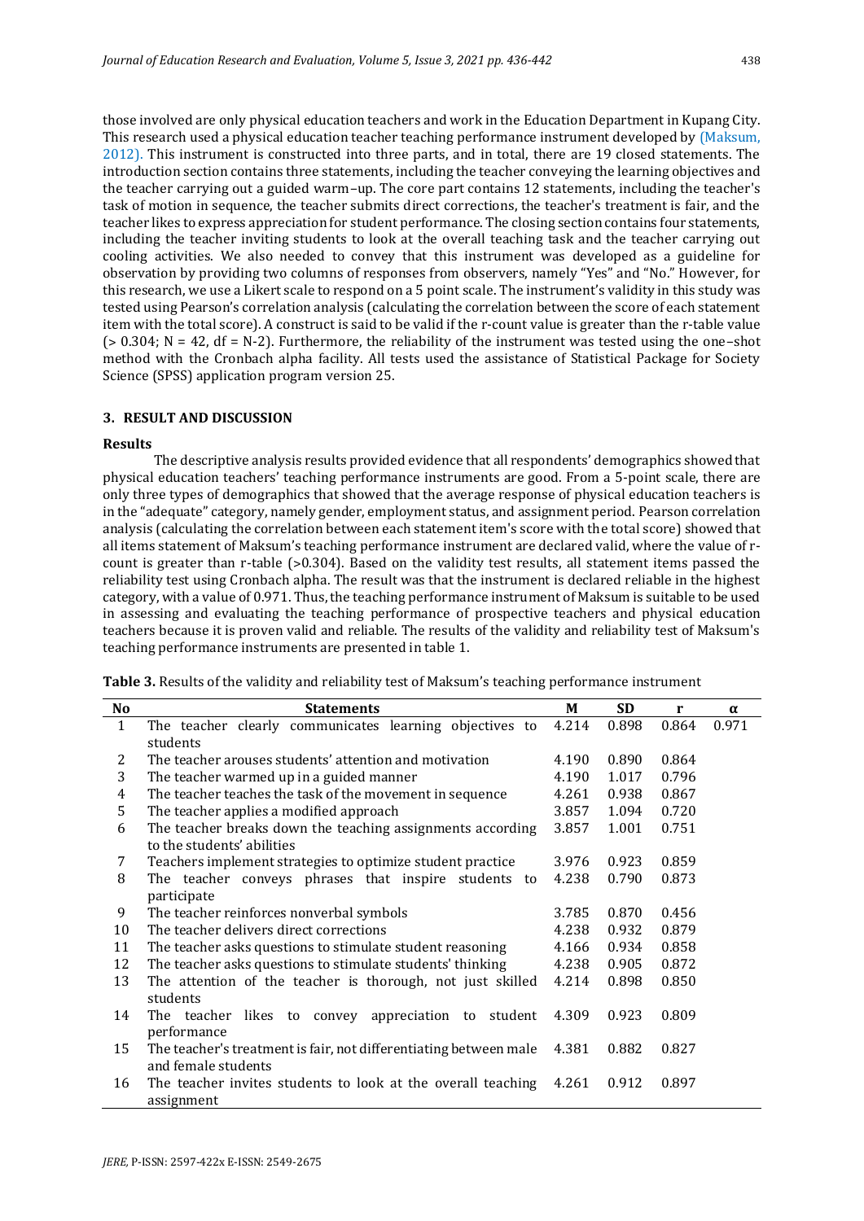those involved are only physical education teachers and work in the Education Department in Kupang City. This research used a physical education teacher teaching performance instrument developed by (Maksum, 2012). This instrument is constructed into three parts, and in total, there are 19 closed statements. The introduction section contains three statements, including the teacher conveying the learning objectives and the teacher carrying out a guided warm–up. The core part contains 12 statements, including the teacher's task of motion in sequence, the teacher submits direct corrections, the teacher's treatment is fair, and the teacher likes to express appreciation for student performance. The closing section contains four statements, including the teacher inviting students to look at the overall teaching task and the teacher carrying out cooling activities. We also needed to convey that this instrument was developed as a guideline for observation by providing two columns of responses from observers, namely "Yes" and "No." However, for this research, we use a Likert scale to respond on a 5 point scale. The instrument's validity in this study was tested using Pearson's correlation analysis (calculating the correlation between the score of each statement item with the total score). A construct is said to be valid if the r-count value is greater than the r-table value ($> 0.304$; $N = 42$, $df = N-2$). Furthermore, the reliability of the instrument was tested using the one–shot method with the Cronbach alpha facility. All tests used the assistance of Statistical Package for Society Science (SPSS) application program version 25.

## 3. RESULT AND DISCUSSION

### Results

The descriptive analysis results provided evidence that all respondents' demographics showed that physical education teachers' teaching performance instruments are good. From a 5-point scale, there are only three types of demographics that showed that the average response of physical education teachers is in the "adequate" category, namely gender, employment status, and assignment period. Pearson correlation analysis (calculating the correlation between each statement item's score with the total score) showed that all items statement of Maksum's teaching performance instrument are declared valid, where the value of r-count is greater than r-table ($>0.304$). Based on the validity test results, all statement items passed the reliability test using Cronbach alpha. The result was that the instrument is declared reliable in the highest category, with a value of 0.971. Thus, the teaching performance instrument of Maksum is suitable to be used in assessing and evaluating the teaching performance of prospective teachers and physical education teachers because it is proven valid and reliable. The results of the validity and reliability test of Maksum's teaching performance instruments are presented in table 1.

**Table 3.** Results of the validity and reliability test of Maksum's teaching performance instrument

| No | Statements | M | SD | r | α |
|---|---|---|---|---|---|
| 1 | The teacher clearly communicates learning objectives to students | 4.214 | 0.898 | 0.864 | 0.971 |
| 2 | The teacher arouses students' attention and motivation | 4.190 | 0.890 | 0.864 | |
| 3 | The teacher warmed up in a guided manner | 4.190 | 1.017 | 0.796 | |
| 4 | The teacher teaches the task of the movement in sequence | 4.261 | 0.938 | 0.867 | |
| 5 | The teacher applies a modified approach | 3.857 | 1.094 | 0.720 | |
| 6 | The teacher breaks down the teaching assignments according to the students' abilities | 3.857 | 1.001 | 0.751 | |
| 7 | Teachers implement strategies to optimize student practice | 3.976 | 0.923 | 0.859 | |
| 8 | The teacher conveys phrases that inspire students to participate | 4.238 | 0.790 | 0.873 | |
| 9 | The teacher reinforces nonverbal symbols | 3.785 | 0.870 | 0.456 | |
| 10 | The teacher delivers direct corrections | 4.238 | 0.932 | 0.879 | |
| 11 | The teacher asks questions to stimulate student reasoning | 4.166 | 0.934 | 0.858 | |
| 12 | The teacher asks questions to stimulate students' thinking | 4.238 | 0.905 | 0.872 | |
| 13 | The attention of the teacher is thorough, not just skilled students | 4.214 | 0.898 | 0.850 | |
| 14 | The teacher likes to convey appreciation to student performance | 4.309 | 0.923 | 0.809 | |
| 15 | The teacher's treatment is fair, not differentiating between male and female students | 4.381 | 0.882 | 0.827 | |
| 16 | The teacher invites students to look at the overall teaching assignment | 4.261 | 0.912 | 0.897 | |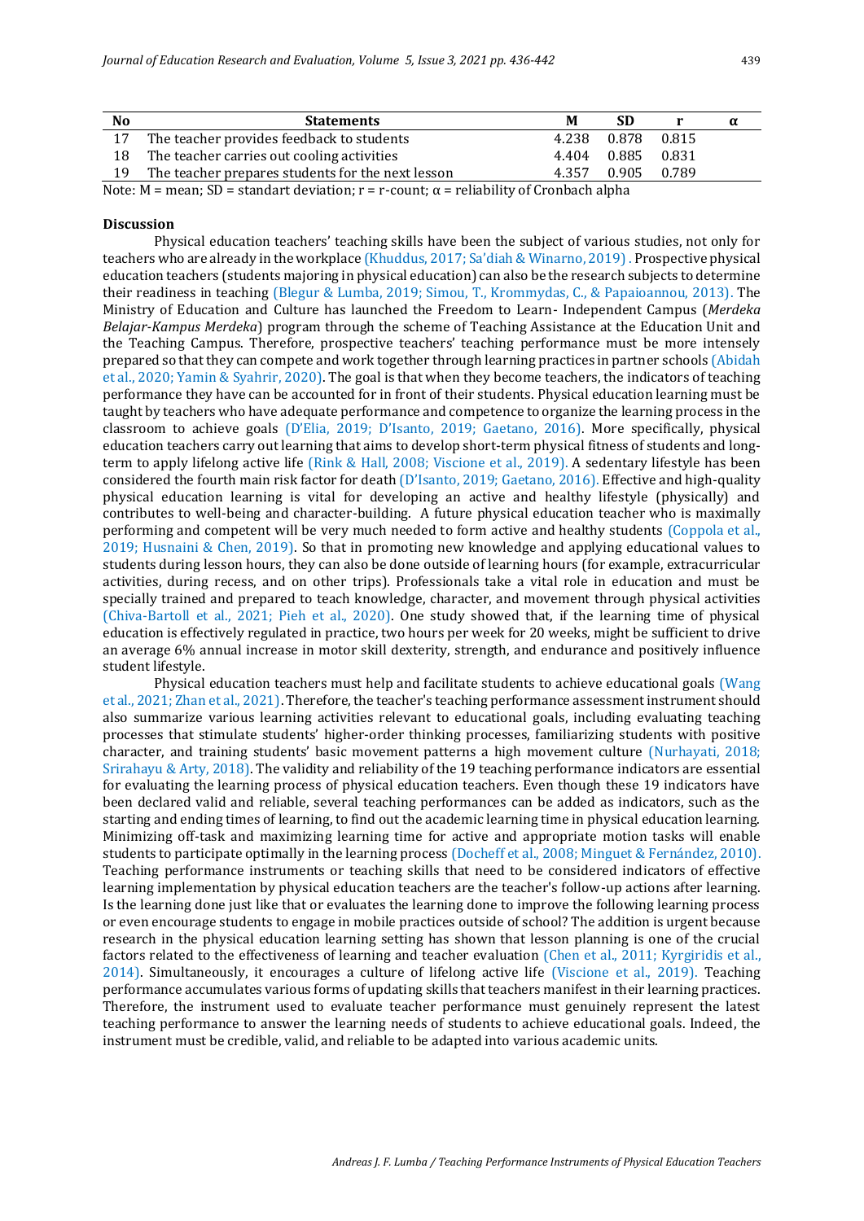| No | Statements | M | SD | r | α |
|---|---|---|---|---|---|
| 17 | The teacher provides feedback to students | 4.238 | 0.878 | 0.815 | |
| 18 | The teacher carries out cooling activities | 4.404 | 0.885 | 0.831 | |
| 19 | The teacher prepares students for the next lesson | 4.357 | 0.905 | 0.789 | |

Note: M = mean; SD = standart deviation; r = r-count; α = reliability of Cronbach alpha

**Discussion**

Physical education teachers' teaching skills have been the subject of various studies, not only for teachers who are already in the workplace (Khuddus, 2017; Sa'diah & Winarno, 2019) . Prospective physical education teachers (students majoring in physical education) can also be the research subjects to determine their readiness in teaching (Blegur & Lumba, 2019; Simou, T., Krommydas, C., & Papaioannou, 2013). The Ministry of Education and Culture has launched the Freedom to Learn- Independent Campus (*Merdeka Belajar-Kampus Merdeka*) program through the scheme of Teaching Assistance at the Education Unit and the Teaching Campus. Therefore, prospective teachers' teaching performance must be more intensely prepared so that they can compete and work together through learning practices in partner schools (Abidah et al., 2020; Yamin & Syahrir, 2020). The goal is that when they become teachers, the indicators of teaching performance they have can be accounted for in front of their students. Physical education learning must be taught by teachers who have adequate performance and competence to organize the learning process in the classroom to achieve goals (D'Elia, 2019; D'Isanto, 2019; Gaetano, 2016). More specifically, physical education teachers carry out learning that aims to develop short-term physical fitness of students and long-term to apply lifelong active life (Rink & Hall, 2008; Viscione et al., 2019). A sedentary lifestyle has been considered the fourth main risk factor for death (D'Isanto, 2019; Gaetano, 2016). Effective and high-quality physical education learning is vital for developing an active and healthy lifestyle (physically) and contributes to well-being and character-building. A future physical education teacher who is maximally performing and competent will be very much needed to form active and healthy students (Coppola et al., 2019; Husnaini & Chen, 2019). So that in promoting new knowledge and applying educational values to students during lesson hours, they can also be done outside of learning hours (for example, extracurricular activities, during recess, and on other trips). Professionals take a vital role in education and must be specially trained and prepared to teach knowledge, character, and movement through physical activities (Chiva-Bartoll et al., 2021; Pieh et al., 2020). One study showed that, if the learning time of physical education is effectively regulated in practice, two hours per week for 20 weeks, might be sufficient to drive an average 6% annual increase in motor skill dexterity, strength, and endurance and positively influence student lifestyle.

Physical education teachers must help and facilitate students to achieve educational goals (Wang et al., 2021; Zhan et al., 2021). Therefore, the teacher's teaching performance assessment instrument should also summarize various learning activities relevant to educational goals, including evaluating teaching processes that stimulate students' higher-order thinking processes, familiarizing students with positive character, and training students' basic movement patterns a high movement culture (Nurhayati, 2018; Srirahayu & Arty, 2018). The validity and reliability of the 19 teaching performance indicators are essential for evaluating the learning process of physical education teachers. Even though these 19 indicators have been declared valid and reliable, several teaching performances can be added as indicators, such as the starting and ending times of learning, to find out the academic learning time in physical education learning. Minimizing off-task and maximizing learning time for active and appropriate motion tasks will enable students to participate optimally in the learning process (Docheff et al., 2008; Minguet & Fernández, 2010). Teaching performance instruments or teaching skills that need to be considered indicators of effective learning implementation by physical education teachers are the teacher's follow-up actions after learning. Is the learning done just like that or evaluates the learning done to improve the following learning process or even encourage students to engage in mobile practices outside of school? The addition is urgent because research in the physical education learning setting has shown that lesson planning is one of the crucial factors related to the effectiveness of learning and teacher evaluation (Chen et al., 2011; Kyrgiridis et al., 2014). Simultaneously, it encourages a culture of lifelong active life (Viscione et al., 2019). Teaching performance accumulates various forms of updating skills that teachers manifest in their learning practices. Therefore, the instrument used to evaluate teacher performance must genuinely represent the latest teaching performance to answer the learning needs of students to achieve educational goals. Indeed, the instrument must be credible, valid, and reliable to be adapted into various academic units.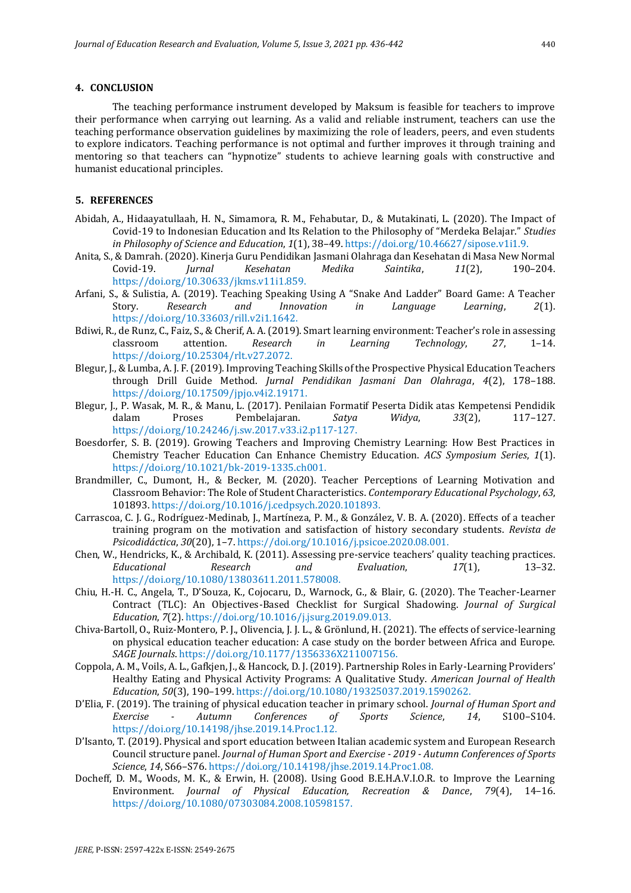## 4. CONCLUSION

The teaching performance instrument developed by Maksum is feasible for teachers to improve their performance when carrying out learning. As a valid and reliable instrument, teachers can use the teaching performance observation guidelines by maximizing the role of leaders, peers, and even students to explore indicators. Teaching performance is not optimal and further improves it through training and mentoring so that teachers can "hypnotize" students to achieve learning goals with constructive and humanist educational principles.

## 5. REFERENCES

Abidah, A., Hidaayatullaah, H. N., Simamora, R. M., Fehabutar, D., & Mutakinati, L. (2020). The Impact of Covid-19 to Indonesian Education and Its Relation to the Philosophy of "Merdeka Belajar." *Studies in Philosophy of Science and Education*, *1*(1), 38–49. https://doi.org/10.46627/sipose.v1i1.9.

Anita, S., & Damrah. (2020). Kinerja Guru Pendidikan Jasmani Olahraga dan Kesehatan di Masa New Normal Covid-19. *Jurnal Kesehatan Medika Saintika*, *11*(2), 190–204. https://doi.org/10.30633/jkms.v11i1.859.

Arfani, S., & Sulistia, A. (2019). Teaching Speaking Using A "Snake And Ladder" Board Game: A Teacher Story. *Research and Innovation in Language Learning*, *2*(1). https://doi.org/10.33603/rill.v2i1.1642.

Bdiwi, R., de Runz, C., Faiz, S., & Cherif, A. A. (2019). Smart learning environment: Teacher's role in assessing classroom attention. *Research in Learning Technology*, *27*, 1–14. https://doi.org/10.25304/rlt.v27.2072.

Blegur, J., & Lumba, A. J. F. (2019). Improving Teaching Skills of the Prospective Physical Education Teachers through Drill Guide Method. *Jurnal Pendidikan Jasmani Dan Olahraga*, *4*(2), 178–188. https://doi.org/10.17509/jpjo.v4i2.19171.

Blegur, J., P. Wasak, M. R., & Manu, L. (2017). Penilaian Formatif Peserta Didik atas Kempetensi Pendidik dalam Proses Pembelajaran. *Satya Widya*, *33*(2), 117–127. https://doi.org/10.24246/j.sw.2017.v33.i2.p117-127.

Boesdorfer, S. B. (2019). Growing Teachers and Improving Chemistry Learning: How Best Practices in Chemistry Teacher Education Can Enhance Chemistry Education. *ACS Symposium Series*, *1*(1). https://doi.org/10.1021/bk-2019-1335.ch001.

Brandmiller, C., Dumont, H., & Becker, M. (2020). Teacher Perceptions of Learning Motivation and Classroom Behavior: The Role of Student Characteristics. *Contemporary Educational Psychology*, *63*, 101893. https://doi.org/10.1016/j.cedpsych.2020.101893.

Carrascoa, C. J. G., Rodríguez-Medinab, J., Martíneza, P. M., & González, V. B. A. (2020). Effects of a teacher training program on the motivation and satisfaction of history secondary students. *Revista de Psicodidáctica*, *30*(20), 1–7. https://doi.org/10.1016/j.psicoe.2020.08.001.

Chen, W., Hendricks, K., & Archibald, K. (2011). Assessing pre-service teachers' quality teaching practices. *Educational Research and Evaluation*, *17*(1), 13–32. https://doi.org/10.1080/13803611.2011.578008.

Chiu, H.-H. C., Angela, T., D'Souza, K., Cojocaru, D., Warnock, G., & Blair, G. (2020). The Teacher-Learner Contract (TLC): An Objectives-Based Checklist for Surgical Shadowing. *Journal of Surgical Education*, *7*(2). https://doi.org/10.1016/j.jsurg.2019.09.013.

Chiva-Bartoll, O., Ruiz-Montero, P. J., Olivencia, J. J. L., & Grönlund, H. (2021). The effects of service-learning on physical education teacher education: A case study on the border between Africa and Europe. *SAGE Journals*. https://doi.org/10.1177/1356336X211007156.

Coppola, A. M., Voils, A. L., Gafkjen, J., & Hancock, D. J. (2019). Partnership Roles in Early-Learning Providers' Healthy Eating and Physical Activity Programs: A Qualitative Study. *American Journal of Health Education*, *50*(3), 190–199. https://doi.org/10.1080/19325037.2019.1590262.

D'Elia, F. (2019). The training of physical education teacher in primary school. *Journal of Human Sport and Exercise - Autumn Conferences of Sports Science*, *14*, S100–S104. https://doi.org/10.14198/jhse.2019.14.Proc1.12.

D'Isanto, T. (2019). Physical and sport education between Italian academic system and European Research Council structure panel. *Journal of Human Sport and Exercise - Autumn Conferences of Sports Science*, *14*, S66–S76. https://doi.org/10.14198/jhse.2019.14.Proc1.08.

Docheff, D. M., Woods, M. K., & Erwin, H. (2008). Using Good B.E.H.A.V.I.O.R. to Improve the Learning Environment. *Journal of Physical Education, Recreation & Dance*, *79*(4), 14–16. https://doi.org/10.1080/07303084.2008.10598157.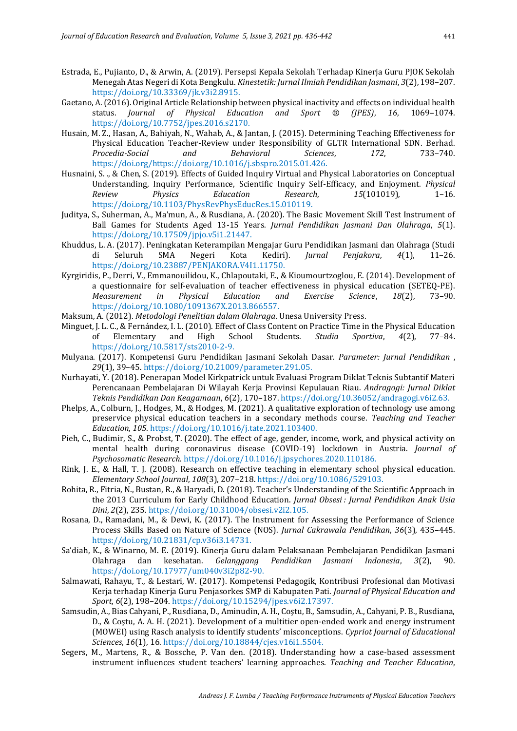Estrada, E., Pujianto, D., & Arwin, A. (2019). Persepsi Kepala Sekolah Terhadap Kinerja Guru PJOK Sekolah Menegah Atas Negeri di Kota Bengkulu. *Kinestetik: Jurnal Ilmiah Pendidikan Jasmani*, *3*(2), 198–207. https://doi.org/10.33369/jk.v3i2.8915.

Gaetano, A. (2016). Original Article Relationship between physical inactivity and effects on individual health status. *Journal of Physical Education and Sport ® (JPES)*, *16*, 1069–1074. https://doi.org/10.7752/jpes.2016.s2170.

Husain, M. Z., Hasan, A., Bahiyah, N., Wahab, A., & Jantan, J. (2015). Determining Teaching Effectiveness for Physical Education Teacher-Review under Responsibility of GLTR International SDN. Berhad. *Procedia-Social and Behavioral Sciences*, *172*, 733–740. https://doi.org/https://doi.org/10.1016/j.sbspro.2015.01.426.

Husnaini, S. ., & Chen, S. (2019). Effects of Guided Inquiry Virtual and Physical Laboratories on Conceptual Understanding, Inquiry Performance, Scientific Inquiry Self-Efficacy, and Enjoyment. *Physical Review Physics Education Research*, *15*(101019), 1–16. https://doi.org/10.1103/PhysRevPhysEducRes.15.010119.

Juditya, S., Suherman, A., Ma'mun, A., & Rusdiana, A. (2020). The Basic Movement Skill Test Instrument of Ball Games for Students Aged 13-15 Years. *Jurnal Pendidikan Jasmani Dan Olahraga*, *5*(1). https://doi.org/10.17509/jpjo.v5i1.21447.

Khuddus, L. A. (2017). Peningkatan Keterampilan Mengajar Guru Pendidikan Jasmani dan Olahraga (Studi di Seluruh SMA Negeri Kota Kediri). *Jurnal Penjakora*, *4*(1), 11–26. https://doi.org/10.23887/PENJAKORA.V4I1.11750.

Kyrgiridis, P., Derri, V., Emmanouilidou, K., Chlapoutaki, E., & Kioumourtzoglou, E. (2014). Development of a questionnaire for self-evaluation of teacher effectiveness in physical education (SETEQ-PE). *Measurement in Physical Education and Exercise Science*, *18*(2), 73–90. https://doi.org/10.1080/1091367X.2013.866557.

Maksum, A. (2012). *Metodologi Penelitian dalam Olahraga*. Unesa University Press.

Minguet, J. L. C., & Fernández, I. L. (2010). Effect of Class Content on Practice Time in the Physical Education of Elementary and High School Students. *Studia Sportiva*, *4*(2), 77–84. https://doi.org/10.5817/sts2010-2-9.

Mulyana. (2017). Kompetensi Guru Pendidikan Jasmani Sekolah Dasar. *Parameter: Jurnal Pendidikan* , *29*(1), 39–45. https://doi.org/10.21009/parameter.291.05.

Nurhayati, Y. (2018). Penerapan Model Kirkpatrick untuk Evaluasi Program Diklat Teknis Subtantif Materi Perencanaan Pembelajaran Di Wilayah Kerja Provinsi Kepulauan Riau. *Andragogi: Jurnal Diklat Teknis Pendidikan Dan Keagamaan*, *6*(2), 170–187. https://doi.org/10.36052/andragogi.v6i2.63.

Phelps, A., Colburn, J., Hodges, M., & Hodges, M. (2021). A qualitative exploration of technology use among preservice physical education teachers in a secondary methods course. *Teaching and Teacher Education*, *105*. https://doi.org/10.1016/j.tate.2021.103400.

Pieh, C., Budimir, S., & Probst, T. (2020). The effect of age, gender, income, work, and physical activity on mental health during coronavirus disease (COVID-19) lockdown in Austria. *Journal of Psychosomatic Research*. https://doi.org/10.1016/j.jpsychores.2020.110186.

Rink, J. E., & Hall, T. J. (2008). Research on effective teaching in elementary school physical education. *Elementary School Journal*, *108*(3), 207–218. https://doi.org/10.1086/529103.

Rohita, R., Fitria, N., Bustan, R., & Haryadi, D. (2018). Teacher's Understanding of the Scientific Approach in the 2013 Curriculum for Early Childhood Education. *Jurnal Obsesi : Jurnal Pendidikan Anak Usia Dini*, *2*(2), 235. https://doi.org/10.31004/obsesi.v2i2.105.

Rosana, D., Ramadani, M., & Dewi, K. (2017). The Instrument for Assessing the Performance of Science Process Skills Based on Nature of Science (NOS). *Jurnal Cakrawala Pendidikan*, *36*(3), 435–445. https://doi.org/10.21831/cp.v36i3.14731.

Sa'diah, K., & Winarno, M. E. (2019). Kinerja Guru dalam Pelaksanaan Pembelajaran Pendidikan Jasmani Olahraga dan kesehatan. *Gelanggang Pendidikan Jasmani Indonesia*, *3*(2), 90. https://doi.org/10.17977/um040v3i2p82-90.

Salmawati, Rahayu, T., & Lestari, W. (2017). Kompetensi Pedagogik, Kontribusi Profesional dan Motivasi Kerja terhadap Kinerja Guru Penjasorkes SMP di Kabupaten Pati. *Journal of Physical Education and Sport*, *6*(2), 198–204. https://doi.org/10.15294/jpes.v6i2.17397.

Samsudin, A., Bias Cahyani, P., Rusdiana, D., Aminudin, A. H., Coştu, B., Samsudin, A., Cahyani, P. B., Rusdiana, D., & Coştu, A. A. H. (2021). Development of a multitier open-ended work and energy instrument (MOWEI) using Rasch analysis to identify students' misconceptions. *Cypriot Journal of Educational Sciences*, *16*(1), 16. https://doi.org/10.18844/cjes.v16i1.5504.

Segers, M., Martens, R., & Bossche, P. Van den. (2018). Understanding how a case-based assessment instrument influences student teachers' learning approaches. *Teaching and Teacher Education*,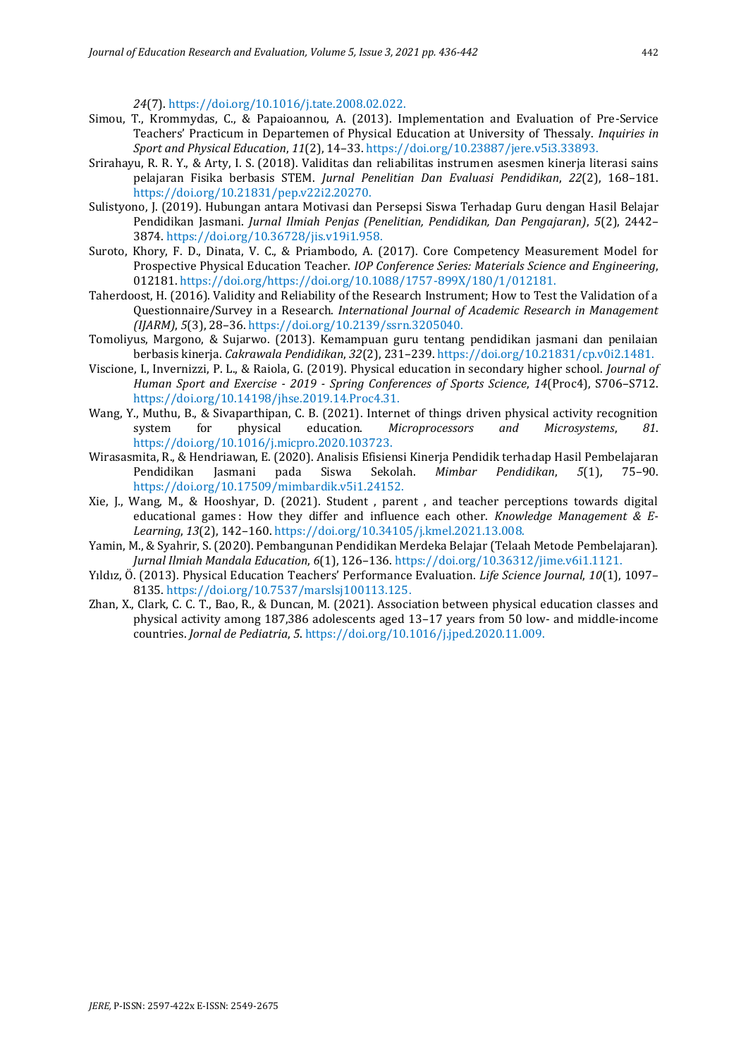*24*(7). https://doi.org/10.1016/j.tate.2008.02.022.

Simou, T., Krommydas, C., & Papaioannou, A. (2013). Implementation and Evaluation of Pre-Service Teachers' Practicum in Departemen of Physical Education at University of Thessaly. *Inquiries in Sport and Physical Education*, *11*(2), 14–33. https://doi.org/10.23887/jere.v5i3.33893.

Srirahayu, R. R. Y., & Arty, I. S. (2018). Validitas dan reliabilitas instrumen asesmen kinerja literasi sains pelajaran Fisika berbasis STEM. *Jurnal Penelitian Dan Evaluasi Pendidikan*, *22*(2), 168–181. https://doi.org/10.21831/pep.v22i2.20270.

Sulistyono, J. (2019). Hubungan antara Motivasi dan Persepsi Siswa Terhadap Guru dengan Hasil Belajar Pendidikan Jasmani. *Jurnal Ilmiah Penjas (Penelitian, Pendidikan, Dan Pengajaran)*, *5*(2), 2442–3874. https://doi.org/10.36728/jis.v19i1.958.

Suroto, Khory, F. D., Dinata, V. C., & Priambodo, A. (2017). Core Competency Measurement Model for Prospective Physical Education Teacher. *IOP Conference Series: Materials Science and Engineering*, 012181. https://doi.org/https://doi.org/10.1088/1757-899X/180/1/012181.

Taherdoost, H. (2016). Validity and Reliability of the Research Instrument; How to Test the Validation of a Questionnaire/Survey in a Research. *International Journal of Academic Research in Management (IJARM)*, *5*(3), 28–36. https://doi.org/10.2139/ssrn.3205040.

Tomoliyus, Margono, & Sujarwo. (2013). Kemampuan guru tentang pendidikan jasmani dan penilaian berbasis kinerja. *Cakrawala Pendidikan*, *32*(2), 231–239. https://doi.org/10.21831/cp.v0i2.1481.

Viscione, I., Invernizzi, P. L., & Raiola, G. (2019). Physical education in secondary higher school. *Journal of Human Sport and Exercise - 2019 - Spring Conferences of Sports Science*, *14*(Proc4), S706–S712. https://doi.org/10.14198/jhse.2019.14.Proc4.31.

Wang, Y., Muthu, B., & Sivaparthipan, C. B. (2021). Internet of things driven physical activity recognition system for physical education. *Microprocessors and Microsystems*, *81*. https://doi.org/10.1016/j.micpro.2020.103723.

Wirasasmita, R., & Hendriawan, E. (2020). Analisis Efisiensi Kinerja Pendidik terhadap Hasil Pembelajaran Pendidikan Jasmani pada Siswa Sekolah. *Mimbar Pendidikan*, *5*(1), 75–90. https://doi.org/10.17509/mimbardik.v5i1.24152.

Xie, J., Wang, M., & Hooshyar, D. (2021). Student , parent , and teacher perceptions towards digital educational games : How they differ and influence each other. *Knowledge Management & E-Learning*, *13*(2), 142–160. https://doi.org/10.34105/j.kmel.2021.13.008.

Yamin, M., & Syahrir, S. (2020). Pembangunan Pendidikan Merdeka Belajar (Telaah Metode Pembelajaran). *Jurnal Ilmiah Mandala Education*, *6*(1), 126–136. https://doi.org/10.36312/jime.v6i1.1121.

Yıldız, Ö. (2013). Physical Education Teachers' Performance Evaluation. *Life Science Journal*, *10*(1), 1097–8135. https://doi.org/10.7537/marslsj100113.125.

Zhan, X., Clark, C. C. T., Bao, R., & Duncan, M. (2021). Association between physical education classes and physical activity among 187,386 adolescents aged 13–17 years from 50 low- and middle-income countries. *Jornal de Pediatria*, *5*. https://doi.org/10.1016/j.jped.2020.11.009.